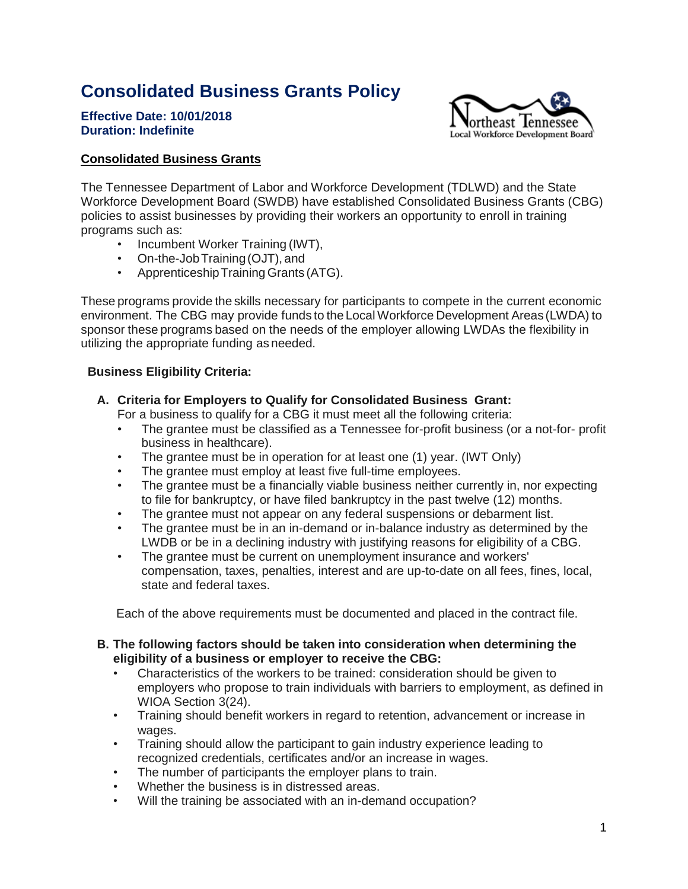# Consolidated Business Grants Policy

**Effective Date: 10/01/2018**
**Duration: Indefinite**

**Consolidated Business Grants**

The Tennessee Department of Labor and Workforce Development (TDLWD) and the State Workforce Development Board (SWDB) have established Consolidated Business Grants (CBG) policies to assist businesses by providing their workers an opportunity to enroll in training programs such as:

- Incumbent Worker Training (IWT),
- On-the-Job Training (OJT), and
- Apprenticeship Training Grants (ATG).

These programs provide the skills necessary for participants to compete in the current economic environment. The CBG may provide funds to the Local Workforce Development Areas (LWDA) to sponsor these programs based on the needs of the employer allowing LWDAs the flexibility in utilizing the appropriate funding as needed.

**Business Eligibility Criteria:**

**A. Criteria for Employers to Qualify for Consolidated Business Grant:**

For a business to qualify for a CBG it must meet all the following criteria:

- The grantee must be classified as a Tennessee for-profit business (or a not-for- profit business in healthcare).
- The grantee must be in operation for at least one (1) year. (IWT Only)
- The grantee must employ at least five full-time employees.
- The grantee must be a financially viable business neither currently in, nor expecting to file for bankruptcy, or have filed bankruptcy in the past twelve (12) months.
- The grantee must not appear on any federal suspensions or debarment list.
- The grantee must be in an in-demand or in-balance industry as determined by the LWDB or be in a declining industry with justifying reasons for eligibility of a CBG.
- The grantee must be current on unemployment insurance and workers' compensation, taxes, penalties, interest and are up-to-date on all fees, fines, local, state and federal taxes.

Each of the above requirements must be documented and placed in the contract file.

**B. The following factors should be taken into consideration when determining the eligibility of a business or employer to receive the CBG:**

- Characteristics of the workers to be trained: consideration should be given to employers who propose to train individuals with barriers to employment, as defined in WIOA Section 3(24).
- Training should benefit workers in regard to retention, advancement or increase in wages.
- Training should allow the participant to gain industry experience leading to recognized credentials, certificates and/or an increase in wages.
- The number of participants the employer plans to train.
- Whether the business is in distressed areas.
- Will the training be associated with an in-demand occupation?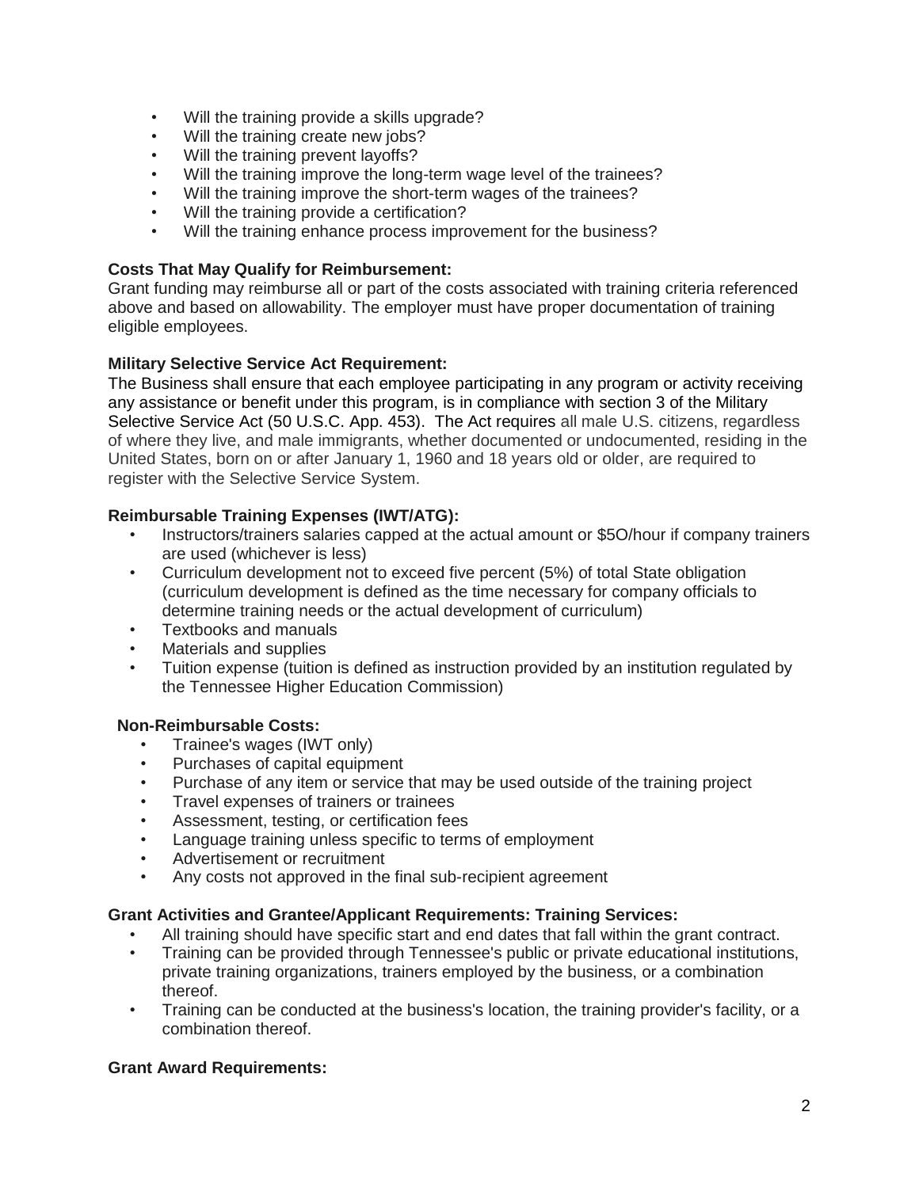- Will the training provide a skills upgrade?
- Will the training create new jobs?
- Will the training prevent layoffs?
- Will the training improve the long-term wage level of the trainees?
- Will the training improve the short-term wages of the trainees?
- Will the training provide a certification?
- Will the training enhance process improvement for the business?

**Costs That May Qualify for Reimbursement:**
Grant funding may reimburse all or part of the costs associated with training criteria referenced above and based on allowability. The employer must have proper documentation of training eligible employees.

**Military Selective Service Act Requirement:**
The Business shall ensure that each employee participating in any program or activity receiving any assistance or benefit under this program, is in compliance with section 3 of the Military Selective Service Act (50 U.S.C. App. 453). The Act requires all male U.S. citizens, regardless of where they live, and male immigrants, whether documented or undocumented, residing in the United States, born on or after January 1, 1960 and 18 years old or older, are required to register with the Selective Service System.

**Reimbursable Training Expenses (IWT/ATG):**

- Instructors/trainers salaries capped at the actual amount or $5O/hour if company trainers are used (whichever is less)
- Curriculum development not to exceed five percent (5%) of total State obligation (curriculum development is defined as the time necessary for company officials to determine training needs or the actual development of curriculum)
- Textbooks and manuals
- Materials and supplies
- Tuition expense (tuition is defined as instruction provided by an institution regulated by the Tennessee Higher Education Commission)

**Non-Reimbursable Costs:**

- Trainee's wages (IWT only)
- Purchases of capital equipment
- Purchase of any item or service that may be used outside of the training project
- Travel expenses of trainers or trainees
- Assessment, testing, or certification fees
- Language training unless specific to terms of employment
- Advertisement or recruitment
- Any costs not approved in the final sub-recipient agreement

**Grant Activities and Grantee/Applicant Requirements: Training Services:**

- All training should have specific start and end dates that fall within the grant contract.
- Training can be provided through Tennessee's public or private educational institutions, private training organizations, trainers employed by the business, or a combination thereof.
- Training can be conducted at the business's location, the training provider's facility, or a combination thereof.

**Grant Award Requirements:**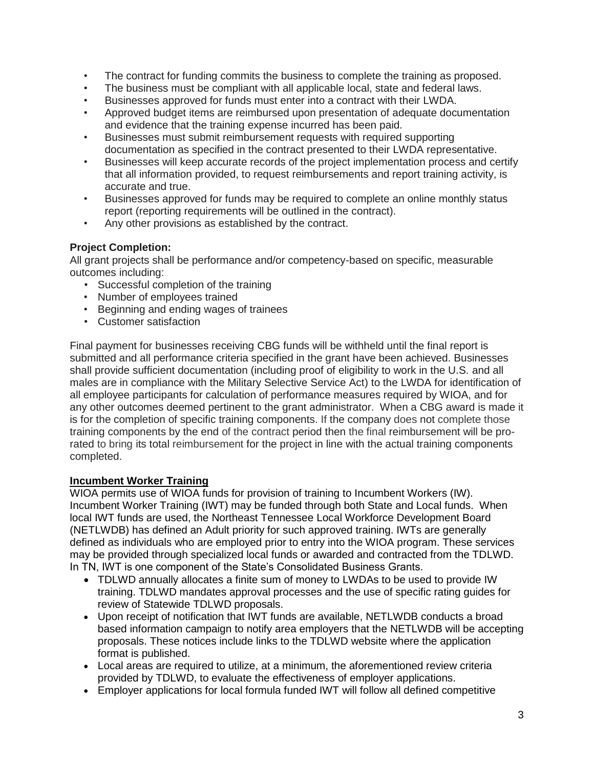- The contract for funding commits the business to complete the training as proposed.
- The business must be compliant with all applicable local, state and federal laws.
- Businesses approved for funds must enter into a contract with their LWDA.
- Approved budget items are reimbursed upon presentation of adequate documentation and evidence that the training expense incurred has been paid.
- Businesses must submit reimbursement requests with required supporting documentation as specified in the contract presented to their LWDA representative.
- Businesses will keep accurate records of the project implementation process and certify that all information provided, to request reimbursements and report training activity, is accurate and true.
- Businesses approved for funds may be required to complete an online monthly status report (reporting requirements will be outlined in the contract).
- Any other provisions as established by the contract.

**Project Completion:**
All grant projects shall be performance and/or competency-based on specific, measurable outcomes including:

- Successful completion of the training
- Number of employees trained
- Beginning and ending wages of trainees
- Customer satisfaction

Final payment for businesses receiving CBG funds will be withheld until the final report is submitted and all performance criteria specified in the grant have been achieved. Businesses shall provide sufficient documentation (including proof of eligibility to work in the U.S. and all males are in compliance with the Military Selective Service Act) to the LWDA for identification of all employee participants for calculation of performance measures required by WIOA, and for any other outcomes deemed pertinent to the grant administrator. When a CBG award is made it is for the completion of specific training components. If the company does not complete those training components by the end of the contract period then the final reimbursement will be pro-rated to bring its total reimbursement for the project in line with the actual training components completed.

## Incumbent Worker Training

WIOA permits use of WIOA funds for provision of training to Incumbent Workers (IW). Incumbent Worker Training (IWT) may be funded through both State and Local funds. When local IWT funds are used, the Northeast Tennessee Local Workforce Development Board (NETLWDB) has defined an Adult priority for such approved training. IWTs are generally defined as individuals who are employed prior to entry into the WIOA program. These services may be provided through specialized local funds or awarded and contracted from the TDLWD. In TN, IWT is one component of the State's Consolidated Business Grants.

- TDLWD annually allocates a finite sum of money to LWDAs to be used to provide IW training. TDLWD mandates approval processes and the use of specific rating guides for review of Statewide TDLWD proposals.
- Upon receipt of notification that IWT funds are available, NETLWDB conducts a broad based information campaign to notify area employers that the NETLWDB will be accepting proposals. These notices include links to the TDLWD website where the application format is published.
- Local areas are required to utilize, at a minimum, the aforementioned review criteria provided by TDLWD, to evaluate the effectiveness of employer applications.
- Employer applications for local formula funded IWT will follow all defined competitive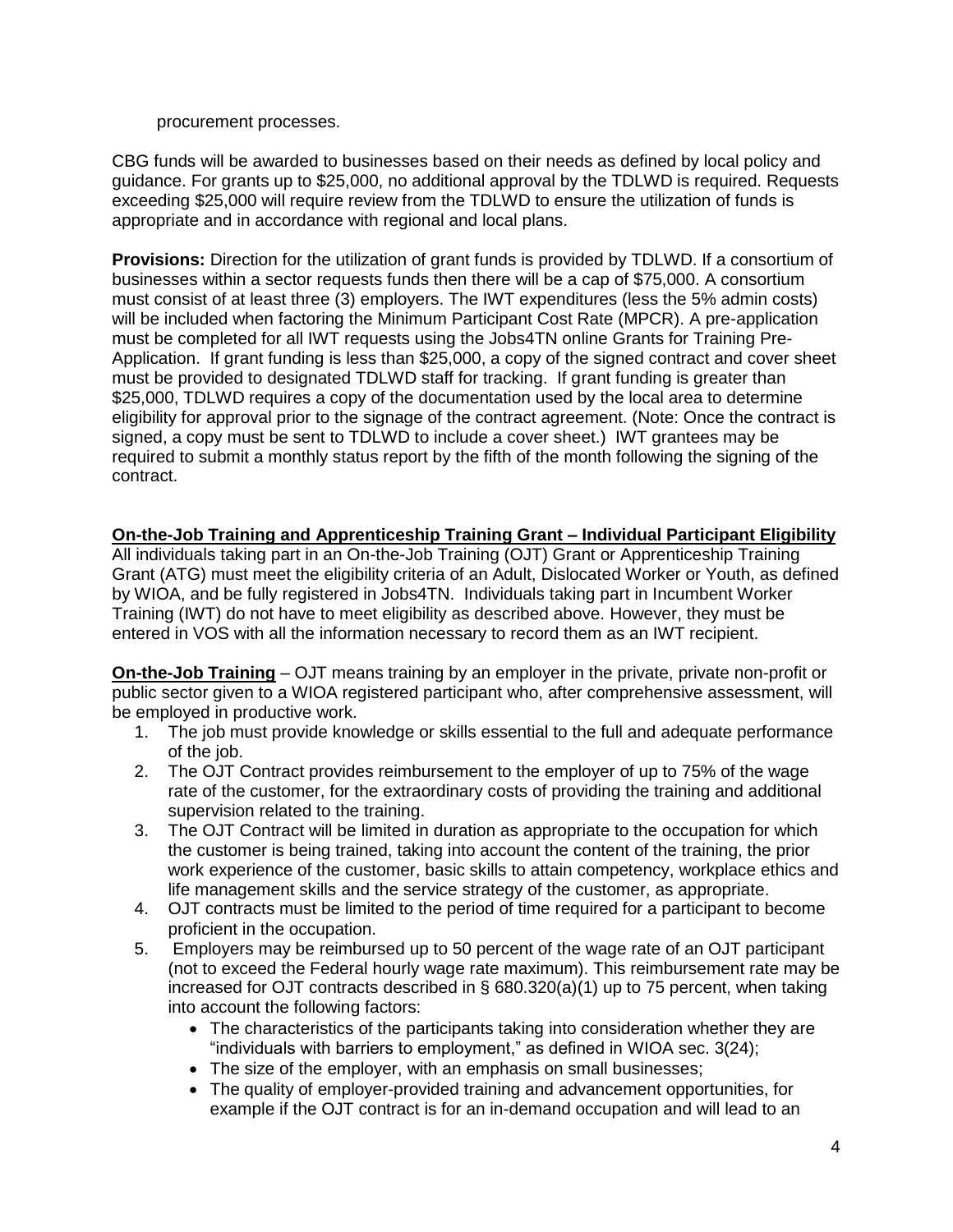procurement processes.

CBG funds will be awarded to businesses based on their needs as defined by local policy and guidance. For grants up to $25,000, no additional approval by the TDLWD is required. Requests exceeding $25,000 will require review from the TDLWD to ensure the utilization of funds is appropriate and in accordance with regional and local plans.

**Provisions:** Direction for the utilization of grant funds is provided by TDLWD. If a consortium of businesses within a sector requests funds then there will be a cap of $75,000. A consortium must consist of at least three (3) employers. The IWT expenditures (less the 5% admin costs) will be included when factoring the Minimum Participant Cost Rate (MPCR). A pre-application must be completed for all IWT requests using the Jobs4TN online Grants for Training Pre-Application. If grant funding is less than $25,000, a copy of the signed contract and cover sheet must be provided to designated TDLWD staff for tracking. If grant funding is greater than $25,000, TDLWD requires a copy of the documentation used by the local area to determine eligibility for approval prior to the signage of the contract agreement. (Note: Once the contract is signed, a copy must be sent to TDLWD to include a cover sheet.) IWT grantees may be required to submit a monthly status report by the fifth of the month following the signing of the contract.

**On-the-Job Training and Apprenticeship Training Grant – Individual Participant Eligibility**

All individuals taking part in an On-the-Job Training (OJT) Grant or Apprenticeship Training Grant (ATG) must meet the eligibility criteria of an Adult, Dislocated Worker or Youth, as defined by WIOA, and be fully registered in Jobs4TN. Individuals taking part in Incumbent Worker Training (IWT) do not have to meet eligibility as described above. However, they must be entered in VOS with all the information necessary to record them as an IWT recipient.

**On-the-Job Training** – OJT means training by an employer in the private, private non-profit or public sector given to a WIOA registered participant who, after comprehensive assessment, will be employed in productive work.

1. The job must provide knowledge or skills essential to the full and adequate performance of the job.
2. The OJT Contract provides reimbursement to the employer of up to 75% of the wage rate of the customer, for the extraordinary costs of providing the training and additional supervision related to the training.
3. The OJT Contract will be limited in duration as appropriate to the occupation for which the customer is being trained, taking into account the content of the training, the prior work experience of the customer, basic skills to attain competency, workplace ethics and life management skills and the service strategy of the customer, as appropriate.
4. OJT contracts must be limited to the period of time required for a participant to become proficient in the occupation.
5. Employers may be reimbursed up to 50 percent of the wage rate of an OJT participant (not to exceed the Federal hourly wage rate maximum). This reimbursement rate may be increased for OJT contracts described in § 680.320(a)(1) up to 75 percent, when taking into account the following factors:
   - The characteristics of the participants taking into consideration whether they are "individuals with barriers to employment," as defined in WIOA sec. 3(24);
   - The size of the employer, with an emphasis on small businesses;
   - The quality of employer-provided training and advancement opportunities, for example if the OJT contract is for an in-demand occupation and will lead to an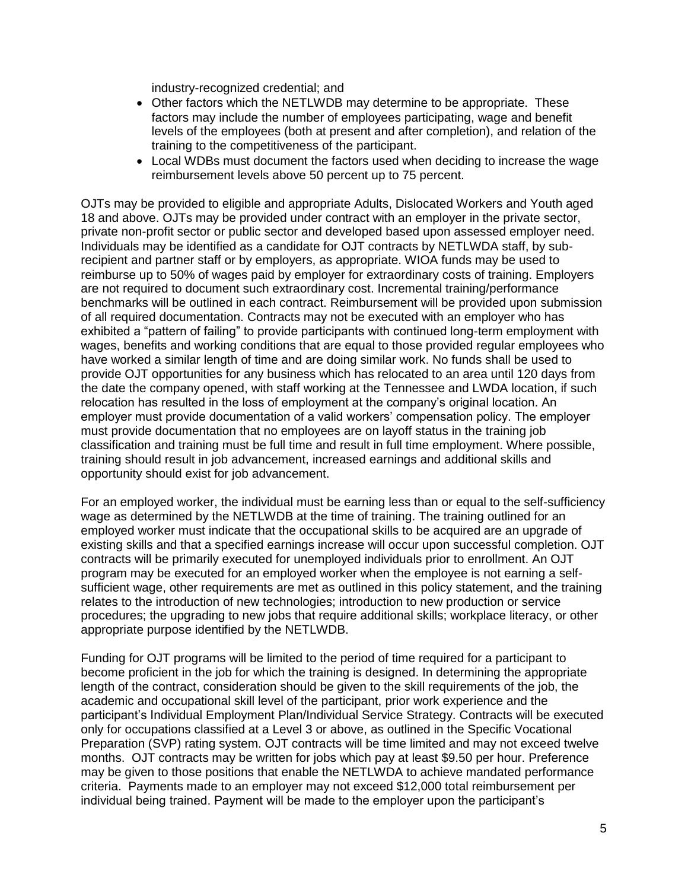industry-recognized credential; and

- Other factors which the NETLWDB may determine to be appropriate. These factors may include the number of employees participating, wage and benefit levels of the employees (both at present and after completion), and relation of the training to the competitiveness of the participant.
- Local WDBs must document the factors used when deciding to increase the wage reimbursement levels above 50 percent up to 75 percent.

OJTs may be provided to eligible and appropriate Adults, Dislocated Workers and Youth aged 18 and above. OJTs may be provided under contract with an employer in the private sector, private non-profit sector or public sector and developed based upon assessed employer need. Individuals may be identified as a candidate for OJT contracts by NETLWDA staff, by sub-recipient and partner staff or by employers, as appropriate. WIOA funds may be used to reimburse up to 50% of wages paid by employer for extraordinary costs of training. Employers are not required to document such extraordinary cost. Incremental training/performance benchmarks will be outlined in each contract. Reimbursement will be provided upon submission of all required documentation. Contracts may not be executed with an employer who has exhibited a "pattern of failing" to provide participants with continued long-term employment with wages, benefits and working conditions that are equal to those provided regular employees who have worked a similar length of time and are doing similar work. No funds shall be used to provide OJT opportunities for any business which has relocated to an area until 120 days from the date the company opened, with staff working at the Tennessee and LWDA location, if such relocation has resulted in the loss of employment at the company's original location. An employer must provide documentation of a valid workers' compensation policy. The employer must provide documentation that no employees are on layoff status in the training job classification and training must be full time and result in full time employment. Where possible, training should result in job advancement, increased earnings and additional skills and opportunity should exist for job advancement.

For an employed worker, the individual must be earning less than or equal to the self-sufficiency wage as determined by the NETLWDB at the time of training. The training outlined for an employed worker must indicate that the occupational skills to be acquired are an upgrade of existing skills and that a specified earnings increase will occur upon successful completion. OJT contracts will be primarily executed for unemployed individuals prior to enrollment. An OJT program may be executed for an employed worker when the employee is not earning a self-sufficient wage, other requirements are met as outlined in this policy statement, and the training relates to the introduction of new technologies; introduction to new production or service procedures; the upgrading to new jobs that require additional skills; workplace literacy, or other appropriate purpose identified by the NETLWDB.

Funding for OJT programs will be limited to the period of time required for a participant to become proficient in the job for which the training is designed. In determining the appropriate length of the contract, consideration should be given to the skill requirements of the job, the academic and occupational skill level of the participant, prior work experience and the participant's Individual Employment Plan/Individual Service Strategy. Contracts will be executed only for occupations classified at a Level 3 or above, as outlined in the Specific Vocational Preparation (SVP) rating system. OJT contracts will be time limited and may not exceed twelve months. OJT contracts may be written for jobs which pay at least $9.50 per hour. Preference may be given to those positions that enable the NETLWDA to achieve mandated performance criteria. Payments made to an employer may not exceed $12,000 total reimbursement per individual being trained. Payment will be made to the employer upon the participant's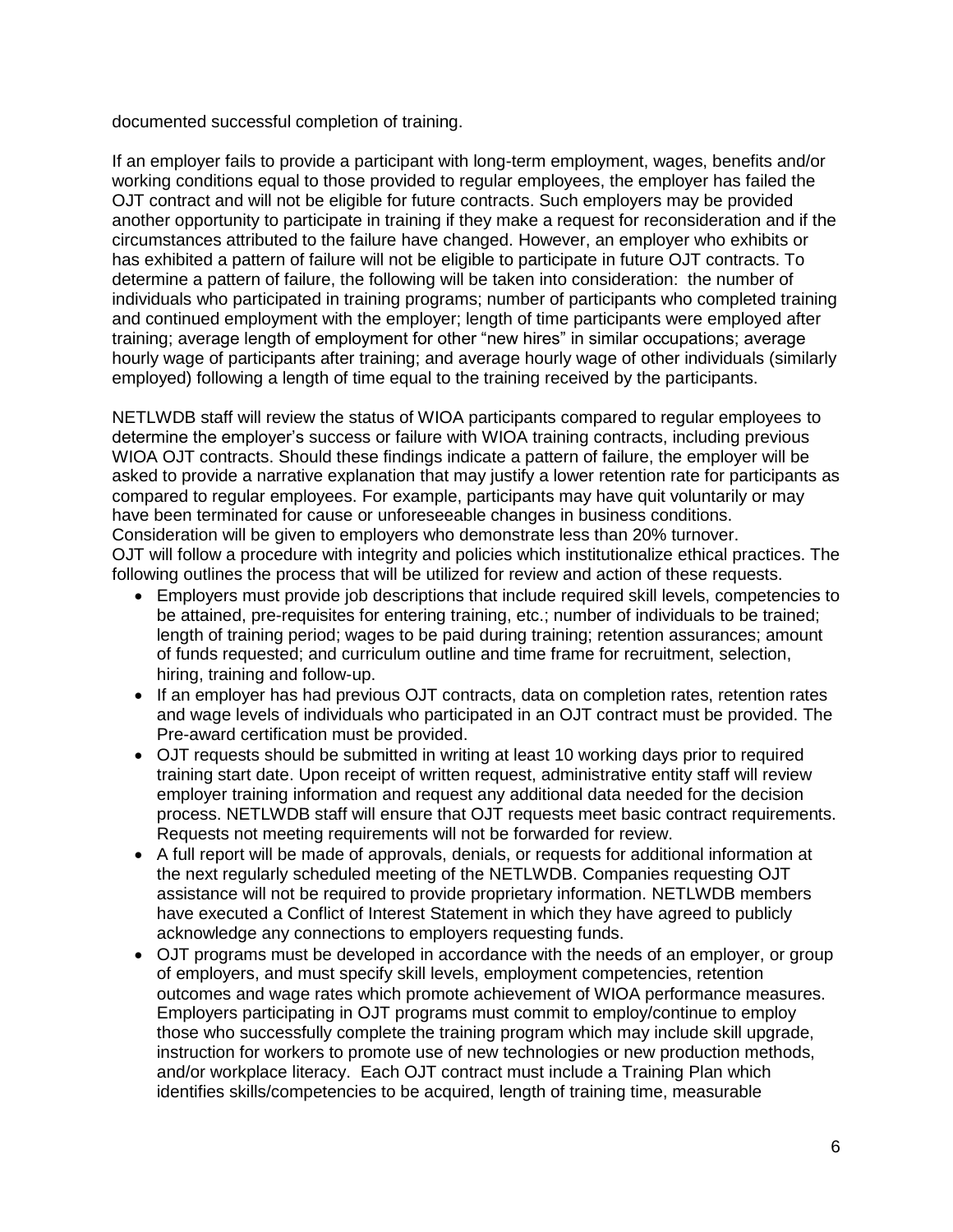documented successful completion of training.

If an employer fails to provide a participant with long-term employment, wages, benefits and/or working conditions equal to those provided to regular employees, the employer has failed the OJT contract and will not be eligible for future contracts. Such employers may be provided another opportunity to participate in training if they make a request for reconsideration and if the circumstances attributed to the failure have changed. However, an employer who exhibits or has exhibited a pattern of failure will not be eligible to participate in future OJT contracts. To determine a pattern of failure, the following will be taken into consideration: the number of individuals who participated in training programs; number of participants who completed training and continued employment with the employer; length of time participants were employed after training; average length of employment for other "new hires" in similar occupations; average hourly wage of participants after training; and average hourly wage of other individuals (similarly employed) following a length of time equal to the training received by the participants.

NETLWDB staff will review the status of WIOA participants compared to regular employees to determine the employer's success or failure with WIOA training contracts, including previous WIOA OJT contracts. Should these findings indicate a pattern of failure, the employer will be asked to provide a narrative explanation that may justify a lower retention rate for participants as compared to regular employees. For example, participants may have quit voluntarily or may have been terminated for cause or unforeseeable changes in business conditions. Consideration will be given to employers who demonstrate less than 20% turnover.
OJT will follow a procedure with integrity and policies which institutionalize ethical practices. The following outlines the process that will be utilized for review and action of these requests.

- Employers must provide job descriptions that include required skill levels, competencies to be attained, pre-requisites for entering training, etc.; number of individuals to be trained; length of training period; wages to be paid during training; retention assurances; amount of funds requested; and curriculum outline and time frame for recruitment, selection, hiring, training and follow-up.
- If an employer has had previous OJT contracts, data on completion rates, retention rates and wage levels of individuals who participated in an OJT contract must be provided. The Pre-award certification must be provided.
- OJT requests should be submitted in writing at least 10 working days prior to required training start date. Upon receipt of written request, administrative entity staff will review employer training information and request any additional data needed for the decision process. NETLWDB staff will ensure that OJT requests meet basic contract requirements. Requests not meeting requirements will not be forwarded for review.
- A full report will be made of approvals, denials, or requests for additional information at the next regularly scheduled meeting of the NETLWDB. Companies requesting OJT assistance will not be required to provide proprietary information. NETLWDB members have executed a Conflict of Interest Statement in which they have agreed to publicly acknowledge any connections to employers requesting funds.
- OJT programs must be developed in accordance with the needs of an employer, or group of employers, and must specify skill levels, employment competencies, retention outcomes and wage rates which promote achievement of WIOA performance measures. Employers participating in OJT programs must commit to employ/continue to employ those who successfully complete the training program which may include skill upgrade, instruction for workers to promote use of new technologies or new production methods, and/or workplace literacy. Each OJT contract must include a Training Plan which identifies skills/competencies to be acquired, length of training time, measurable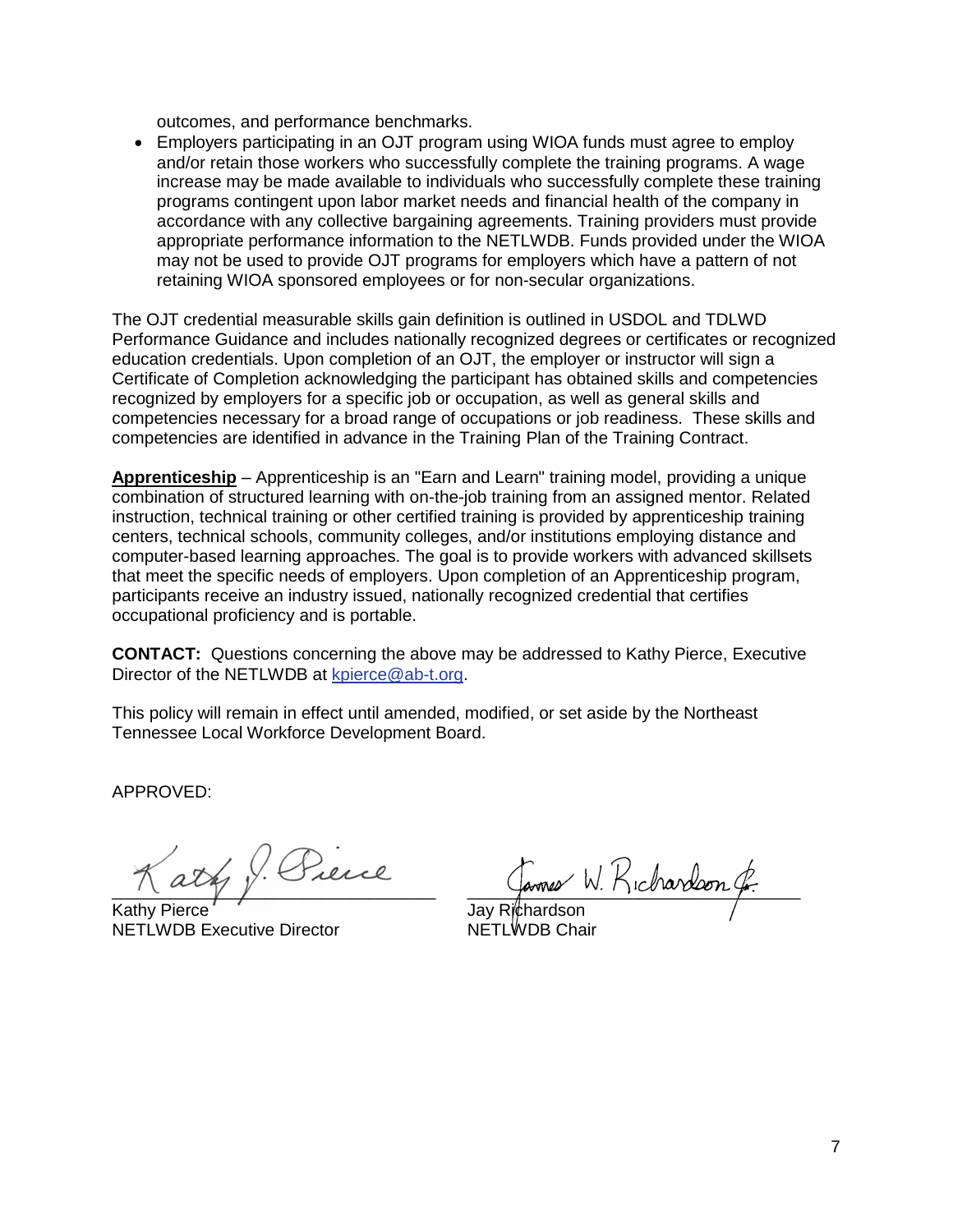outcomes, and performance benchmarks.

- Employers participating in an OJT program using WIOA funds must agree to employ and/or retain those workers who successfully complete the training programs. A wage increase may be made available to individuals who successfully complete these training programs contingent upon labor market needs and financial health of the company in accordance with any collective bargaining agreements. Training providers must provide appropriate performance information to the NETLWDB. Funds provided under the WIOA may not be used to provide OJT programs for employers which have a pattern of not retaining WIOA sponsored employees or for non-secular organizations.

The OJT credential measurable skills gain definition is outlined in USDOL and TDLWD Performance Guidance and includes nationally recognized degrees or certificates or recognized education credentials. Upon completion of an OJT, the employer or instructor will sign a Certificate of Completion acknowledging the participant has obtained skills and competencies recognized by employers for a specific job or occupation, as well as general skills and competencies necessary for a broad range of occupations or job readiness. These skills and competencies are identified in advance in the Training Plan of the Training Contract.

**Apprenticeship** – Apprenticeship is an "Earn and Learn" training model, providing a unique combination of structured learning with on-the-job training from an assigned mentor. Related instruction, technical training or other certified training is provided by apprenticeship training centers, technical schools, community colleges, and/or institutions employing distance and computer-based learning approaches. The goal is to provide workers with advanced skillsets that meet the specific needs of employers. Upon completion of an Apprenticeship program, participants receive an industry issued, nationally recognized credential that certifies occupational proficiency and is portable.

**CONTACT:** Questions concerning the above may be addressed to Kathy Pierce, Executive Director of the NETLWDB at kpierce@ab-t.org.

This policy will remain in effect until amended, modified, or set aside by the Northeast Tennessee Local Workforce Development Board.

APPROVED:

Kathy Pierce
NETLWDB Executive Director

Jay Richardson
NETLWDB Chair